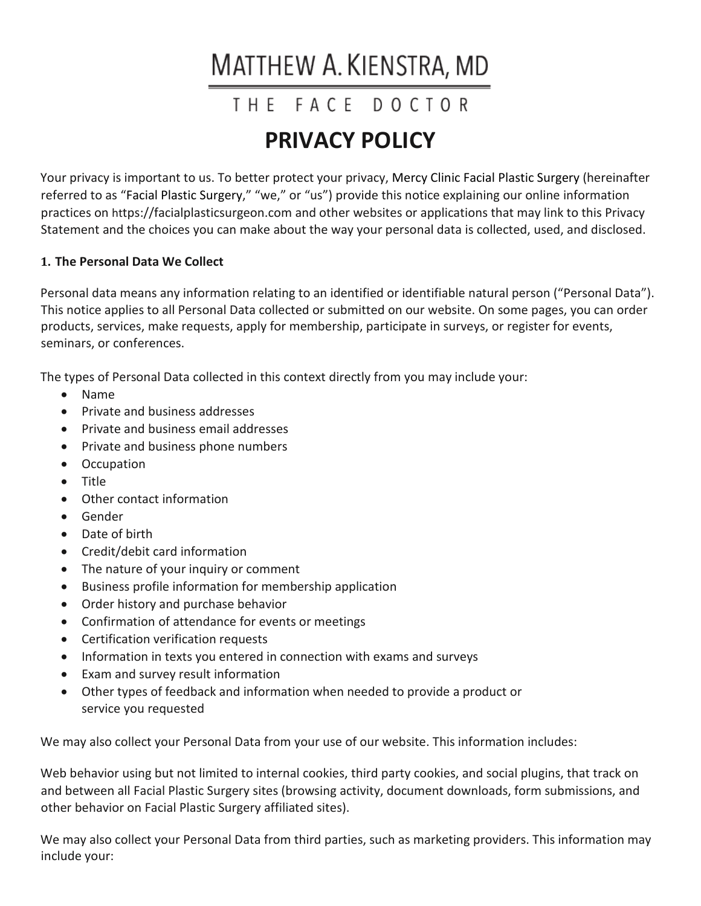# MATTHEW A. KIENSTRA, MD

THE FACE DOCTOR

# PRIVACY POLICY

Your privacy is important to us. To better protect your privacy, Mercy Clinic Facial Plastic Surgery (hereinafter referred to as "Facial Plastic Surgery," "we," or "us") provide this notice explaining our online information practices on https://facialplasticsurgeon.com and other websites or applications that may link to this Privacy Statement and the choices you can make about the way your personal data is collected, used, and disclosed.

**1. The Personal Data We Collect**

Personal data means any information relating to an identified or identifiable natural person ("Personal Data"). This notice applies to all Personal Data collected or submitted on our website. On some pages, you can order products, services, make requests, apply for membership, participate in surveys, or register for events, seminars, or conferences.

The types of Personal Data collected in this context directly from you may include your:

- Name
- Private and business addresses
- Private and business email addresses
- Private and business phone numbers
- Occupation
- Title
- Other contact information
- Gender
- Date of birth
- Credit/debit card information
- The nature of your inquiry or comment
- Business profile information for membership application
- Order history and purchase behavior
- Confirmation of attendance for events or meetings
- Certification verification requests
- Information in texts you entered in connection with exams and surveys
- Exam and survey result information
- Other types of feedback and information when needed to provide a product or service you requested

We may also collect your Personal Data from your use of our website. This information includes:

Web behavior using but not limited to internal cookies, third party cookies, and social plugins, that track on and between all Facial Plastic Surgery sites (browsing activity, document downloads, form submissions, and other behavior on Facial Plastic Surgery affiliated sites).

We may also collect your Personal Data from third parties, such as marketing providers. This information may include your: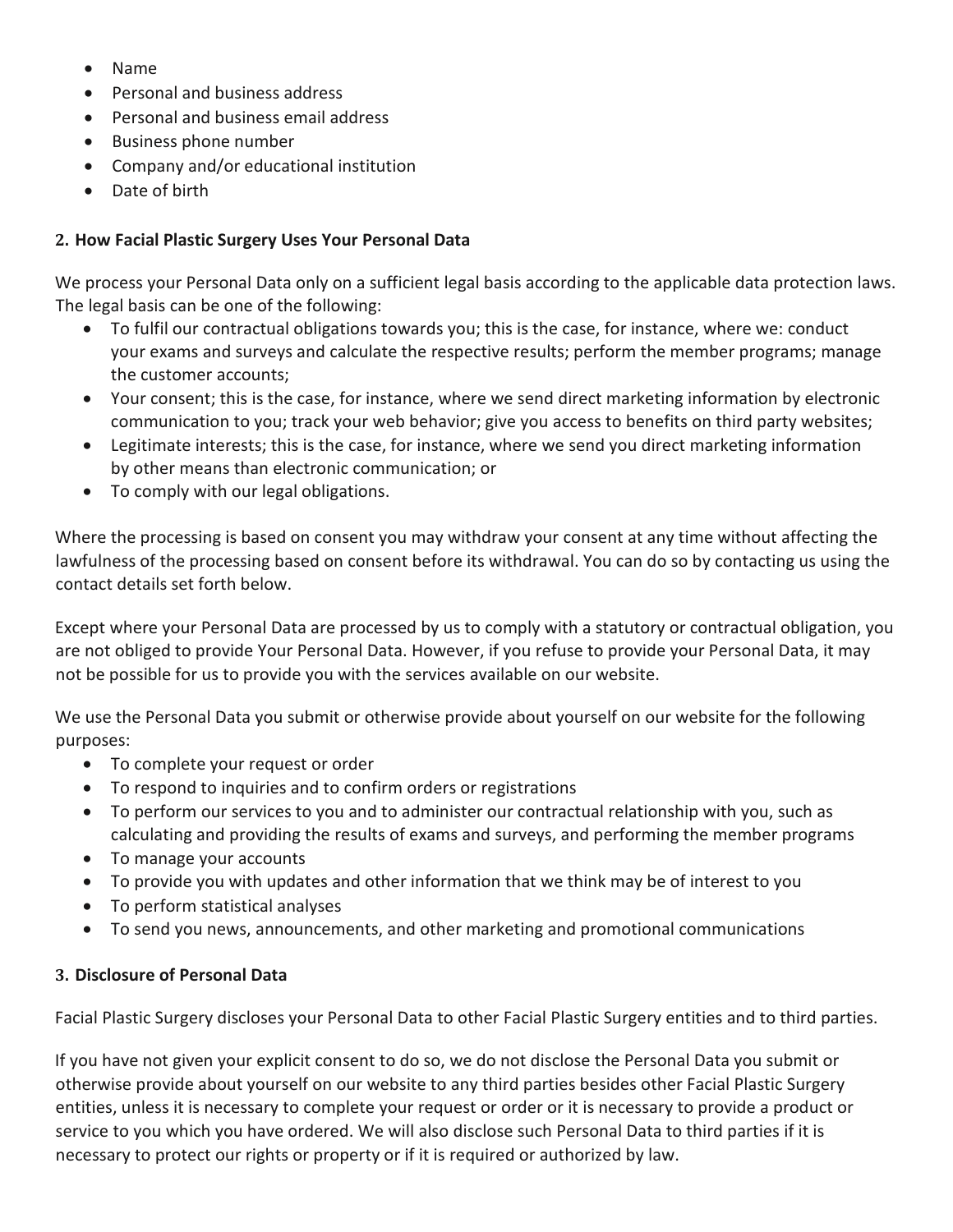- Name
- Personal and business address
- Personal and business email address
- Business phone number
- Company and/or educational institution
- Date of birth

### 2. How Facial Plastic Surgery Uses Your Personal Data

We process your Personal Data only on a sufficient legal basis according to the applicable data protection laws. The legal basis can be one of the following:

- To fulfil our contractual obligations towards you; this is the case, for instance, where we: conduct your exams and surveys and calculate the respective results; perform the member programs; manage the customer accounts;
- Your consent; this is the case, for instance, where we send direct marketing information by electronic communication to you; track your web behavior; give you access to benefits on third party websites;
- Legitimate interests; this is the case, for instance, where we send you direct marketing information by other means than electronic communication; or
- To comply with our legal obligations.

Where the processing is based on consent you may withdraw your consent at any time without affecting the lawfulness of the processing based on consent before its withdrawal. You can do so by contacting us using the contact details set forth below.

Except where your Personal Data are processed by us to comply with a statutory or contractual obligation, you are not obliged to provide Your Personal Data. However, if you refuse to provide your Personal Data, it may not be possible for us to provide you with the services available on our website.

We use the Personal Data you submit or otherwise provide about yourself on our website for the following purposes:

- To complete your request or order
- To respond to inquiries and to confirm orders or registrations
- To perform our services to you and to administer our contractual relationship with you, such as calculating and providing the results of exams and surveys, and performing the member programs
- To manage your accounts
- To provide you with updates and other information that we think may be of interest to you
- To perform statistical analyses
- To send you news, announcements, and other marketing and promotional communications

### 3. Disclosure of Personal Data

Facial Plastic Surgery discloses your Personal Data to other Facial Plastic Surgery entities and to third parties.

If you have not given your explicit consent to do so, we do not disclose the Personal Data you submit or otherwise provide about yourself on our website to any third parties besides other Facial Plastic Surgery entities, unless it is necessary to complete your request or order or it is necessary to provide a product or service to you which you have ordered. We will also disclose such Personal Data to third parties if it is necessary to protect our rights or property or if it is required or authorized by law.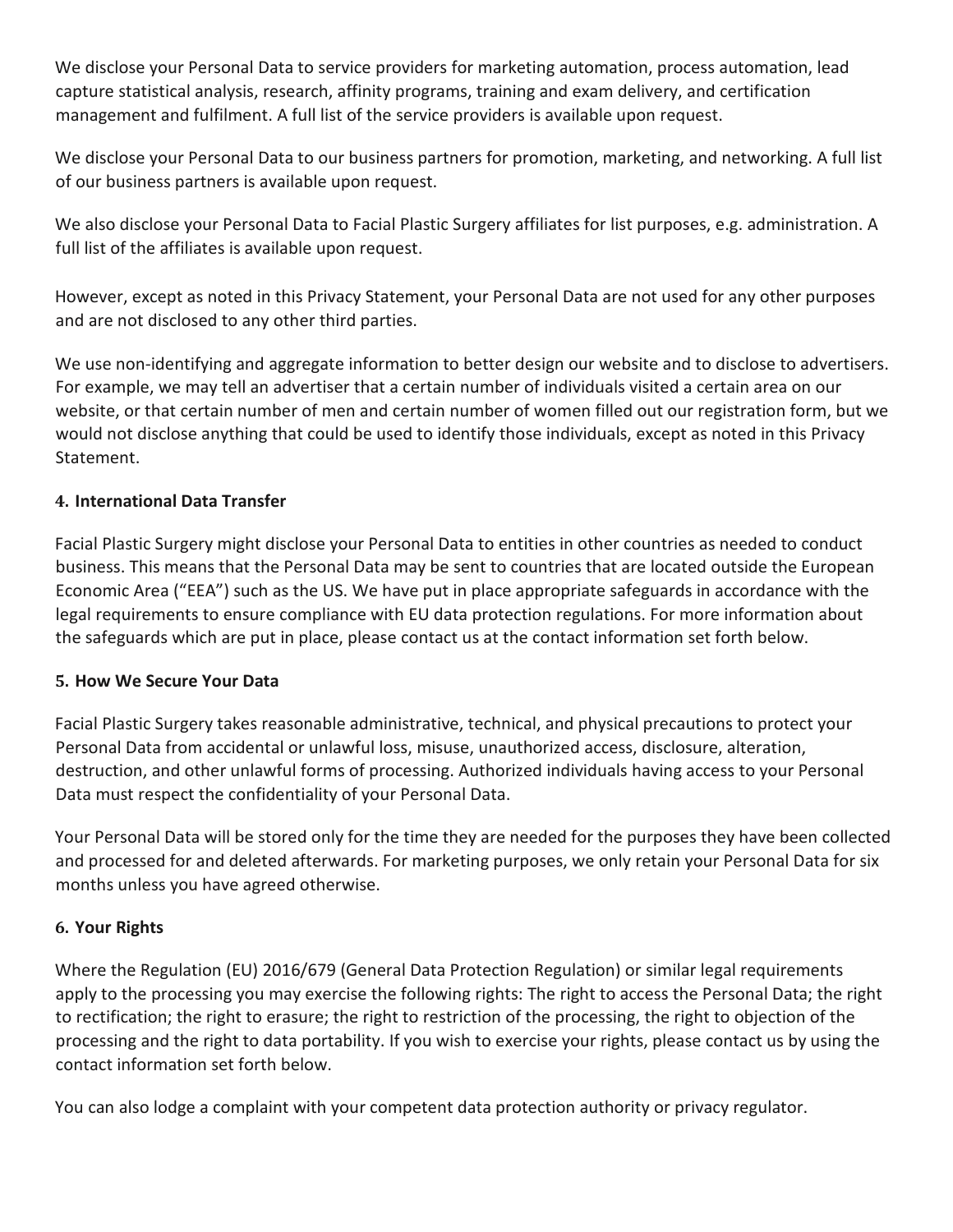We disclose your Personal Data to service providers for marketing automation, process automation, lead capture statistical analysis, research, affinity programs, training and exam delivery, and certification management and fulfilment. A full list of the service providers is available upon request.

We disclose your Personal Data to our business partners for promotion, marketing, and networking. A full list of our business partners is available upon request.

We also disclose your Personal Data to Facial Plastic Surgery affiliates for list purposes, e.g. administration. A full list of the affiliates is available upon request.

However, except as noted in this Privacy Statement, your Personal Data are not used for any other purposes and are not disclosed to any other third parties.

We use non-identifying and aggregate information to better design our website and to disclose to advertisers. For example, we may tell an advertiser that a certain number of individuals visited a certain area on our website, or that certain number of men and certain number of women filled out our registration form, but we would not disclose anything that could be used to identify those individuals, except as noted in this Privacy Statement.

## 4. International Data Transfer

Facial Plastic Surgery might disclose your Personal Data to entities in other countries as needed to conduct business. This means that the Personal Data may be sent to countries that are located outside the European Economic Area ("EEA") such as the US. We have put in place appropriate safeguards in accordance with the legal requirements to ensure compliance with EU data protection regulations. For more information about the safeguards which are put in place, please contact us at the contact information set forth below.

## 5. How We Secure Your Data

Facial Plastic Surgery takes reasonable administrative, technical, and physical precautions to protect your Personal Data from accidental or unlawful loss, misuse, unauthorized access, disclosure, alteration, destruction, and other unlawful forms of processing. Authorized individuals having access to your Personal Data must respect the confidentiality of your Personal Data.

Your Personal Data will be stored only for the time they are needed for the purposes they have been collected and processed for and deleted afterwards. For marketing purposes, we only retain your Personal Data for six months unless you have agreed otherwise.

## 6. Your Rights

Where the Regulation (EU) 2016/679 (General Data Protection Regulation) or similar legal requirements apply to the processing you may exercise the following rights: The right to access the Personal Data; the right to rectification; the right to erasure; the right to restriction of the processing, the right to objection of the processing and the right to data portability. If you wish to exercise your rights, please contact us by using the contact information set forth below.

You can also lodge a complaint with your competent data protection authority or privacy regulator.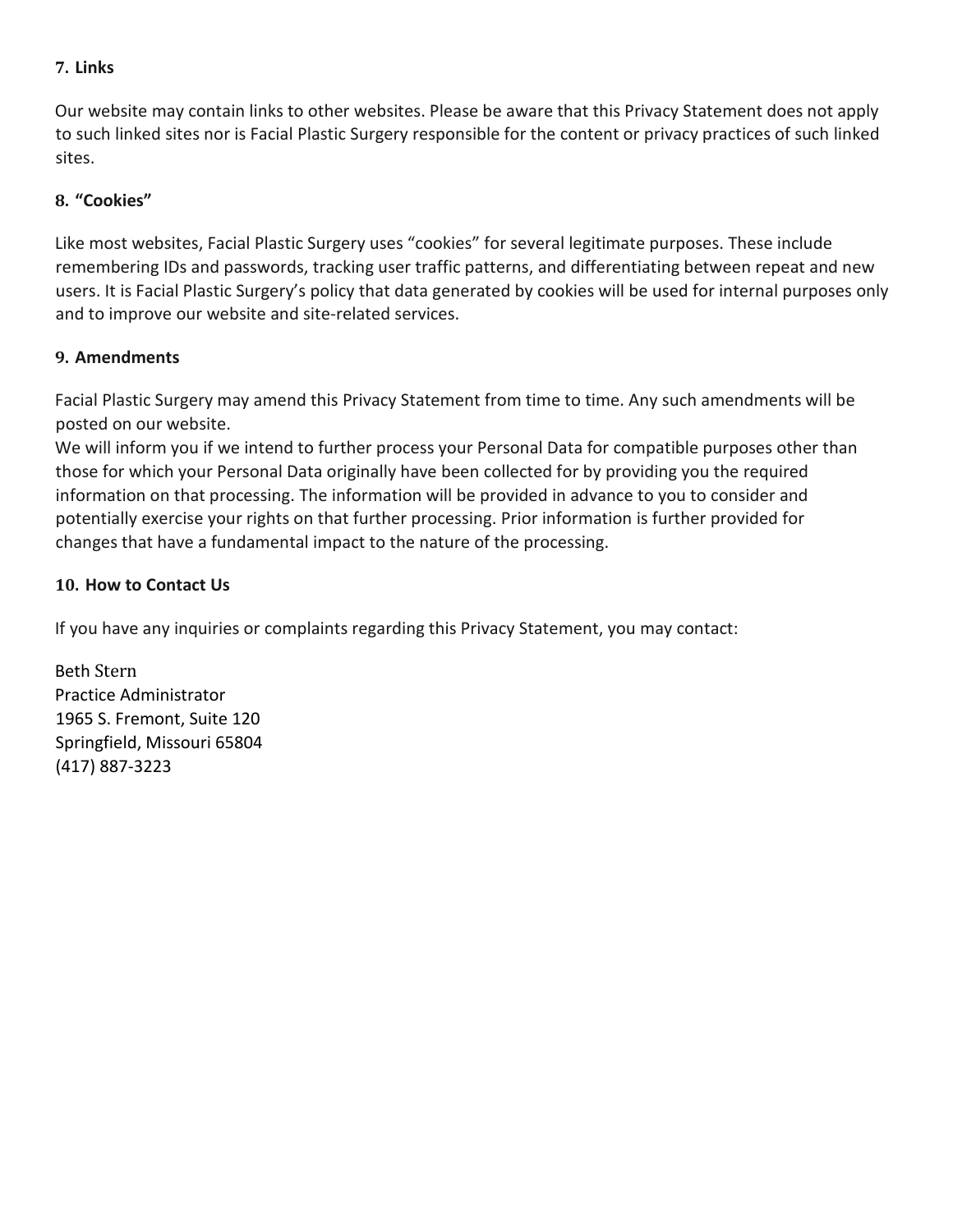### 7. Links

Our website may contain links to other websites. Please be aware that this Privacy Statement does not apply to such linked sites nor is Facial Plastic Surgery responsible for the content or privacy practices of such linked sites.

### 8. "Cookies"

Like most websites, Facial Plastic Surgery uses "cookies" for several legitimate purposes. These include remembering IDs and passwords, tracking user traffic patterns, and differentiating between repeat and new users. It is Facial Plastic Surgery's policy that data generated by cookies will be used for internal purposes only and to improve our website and site-related services.

### 9. Amendments

Facial Plastic Surgery may amend this Privacy Statement from time to time. Any such amendments will be posted on our website.

We will inform you if we intend to further process your Personal Data for compatible purposes other than those for which your Personal Data originally have been collected for by providing you the required information on that processing. The information will be provided in advance to you to consider and potentially exercise your rights on that further processing. Prior information is further provided for changes that have a fundamental impact to the nature of the processing.

### 10. How to Contact Us

If you have any inquiries or complaints regarding this Privacy Statement, you may contact:

Beth Stern
Practice Administrator
1965 S. Fremont, Suite 120
Springfield, Missouri 65804
(417) 887-3223